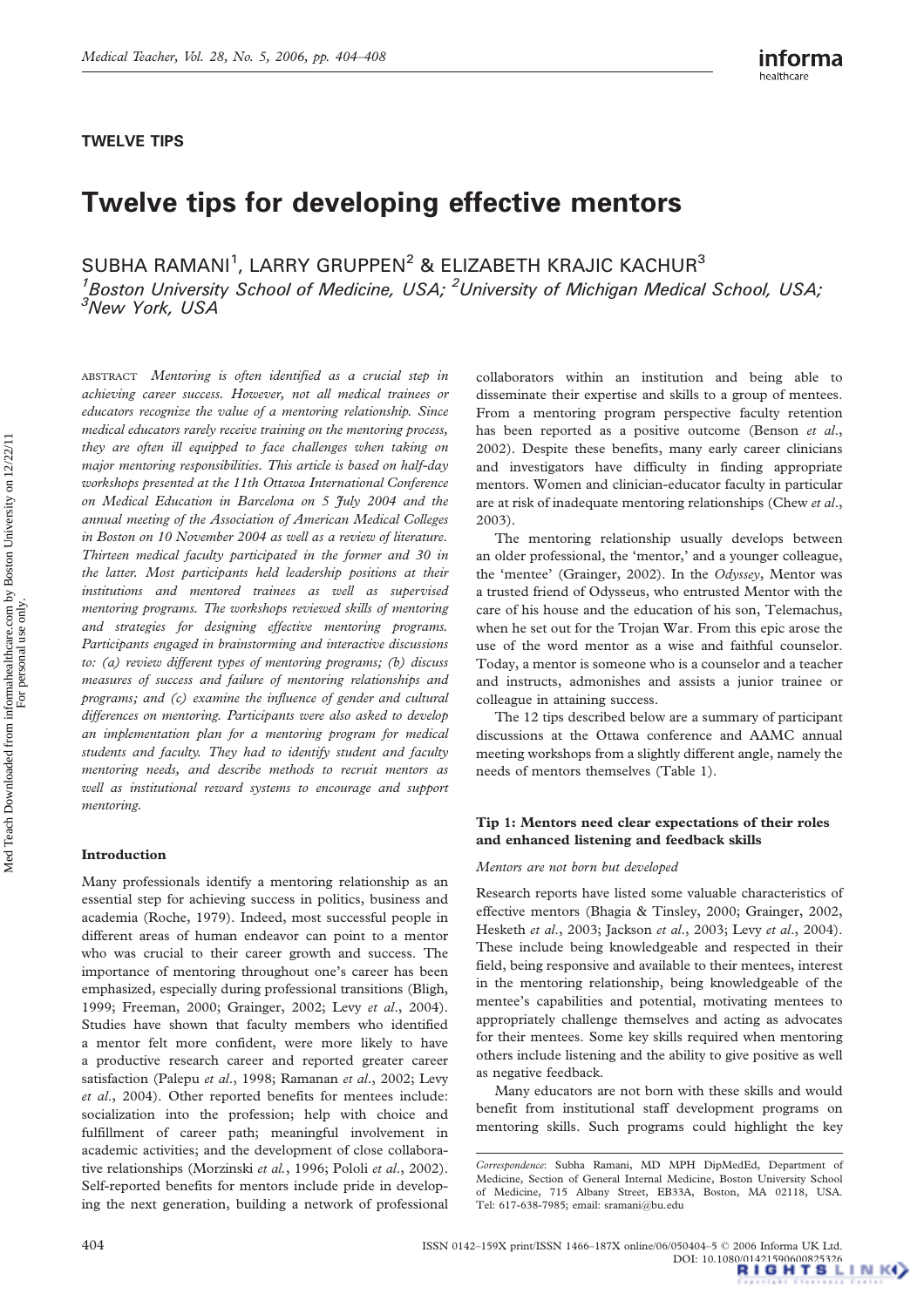TWELVE TIPS

# Twelve tips for developing effective mentors

SUBHA RAMANI[1], LARRY GRUPPEN[2] & ELIZABETH KRAJIC KACHUR[3]

[1]*Boston University School of Medicine, USA;* [2]*University of Michigan Medical School, USA;* [3]*New York, USA*

ABSTRACT *Mentoring is often identified as a crucial step in achieving career success. However, not all medical trainees or educators recognize the value of a mentoring relationship. Since medical educators rarely receive training on the mentoring process, they are often ill equipped to face challenges when taking on major mentoring responsibilities. This article is based on half-day workshops presented at the 11th Ottawa International Conference on Medical Education in Barcelona on 5 July 2004 and the annual meeting of the Association of American Medical Colleges in Boston on 10 November 2004 as well as a review of literature. Thirteen medical faculty participated in the former and 30 in the latter. Most participants held leadership positions at their institutions and mentored trainees as well as supervised mentoring programs. The workshops reviewed skills of mentoring and strategies for designing effective mentoring programs. Participants engaged in brainstorming and interactive discussions to: (a) review different types of mentoring programs; (b) discuss measures of success and failure of mentoring relationships and programs; and (c) examine the influence of gender and cultural differences on mentoring. Participants were also asked to develop an implementation plan for a mentoring program for medical students and faculty. They had to identify student and faculty mentoring needs, and describe methods to recruit mentors as well as institutional reward systems to encourage and support mentoring.*

## Introduction

Many professionals identify a mentoring relationship as an essential step for achieving success in politics, business and academia (Roche, 1979). Indeed, most successful people in different areas of human endeavor can point to a mentor who was crucial to their career growth and success. The importance of mentoring throughout one's career has been emphasized, especially during professional transitions (Bligh, 1999; Freeman, 2000; Grainger, 2002; Levy *et al*., 2004). Studies have shown that faculty members who identified a mentor felt more confident, were more likely to have a productive research career and reported greater career satisfaction (Palepu *et al*., 1998; Ramanan *et al*., 2002; Levy *et al*., 2004). Other reported benefits for mentees include: socialization into the profession; help with choice and fulfillment of career path; meaningful involvement in academic activities; and the development of close collaborative relationships (Morzinski *et al*., 1996; Pololi *et al*., 2002). Self-reported benefits for mentors include pride in developing the next generation, building a network of professional collaborators within an institution and being able to disseminate their expertise and skills to a group of mentees. From a mentoring program perspective faculty retention has been reported as a positive outcome (Benson *et al*., 2002). Despite these benefits, many early career clinicians and investigators have difficulty in finding appropriate mentors. Women and clinician-educator faculty in particular are at risk of inadequate mentoring relationships (Chew *et al*., 2003).

The mentoring relationship usually develops between an older professional, the 'mentor,' and a younger colleague, the 'mentee' (Grainger, 2002). In the *Odyssey*, Mentor was a trusted friend of Odysseus, who entrusted Mentor with the care of his house and the education of his son, Telemachus, when he set out for the Trojan War. From this epic arose the use of the word mentor as a wise and faithful counselor. Today, a mentor is someone who is a counselor and a teacher and instructs, admonishes and assists a junior trainee or colleague in attaining success.

The 12 tips described below are a summary of participant discussions at the Ottawa conference and AAMC annual meeting workshops from a slightly different angle, namely the needs of mentors themselves (Table 1).

### Tip 1: Mentors need clear expectations of their roles and enhanced listening and feedback skills

*Mentors are not born but developed*

Research reports have listed some valuable characteristics of effective mentors (Bhagia & Tinsley, 2000; Grainger, 2002, Hesketh *et al*., 2003; Jackson *et al*., 2003; Levy *et al*., 2004). These include being knowledgeable and respected in their field, being responsive and available to their mentees, interest in the mentoring relationship, being knowledgeable of the mentee's capabilities and potential, motivating mentees to appropriately challenge themselves and acting as advocates for their mentees. Some key skills required when mentoring others include listening and the ability to give positive as well as negative feedback.

Many educators are not born with these skills and would benefit from institutional staff development programs on mentoring skills. Such programs could highlight the key

*Correspondence*: Subha Ramani, MD MPH DipMedEd, Department of Medicine, Section of General Internal Medicine, Boston University School of Medicine, 715 Albany Street, EB33A, Boston, MA 02118, USA. Tel: 617-638-7985; email: sramani@bu.edu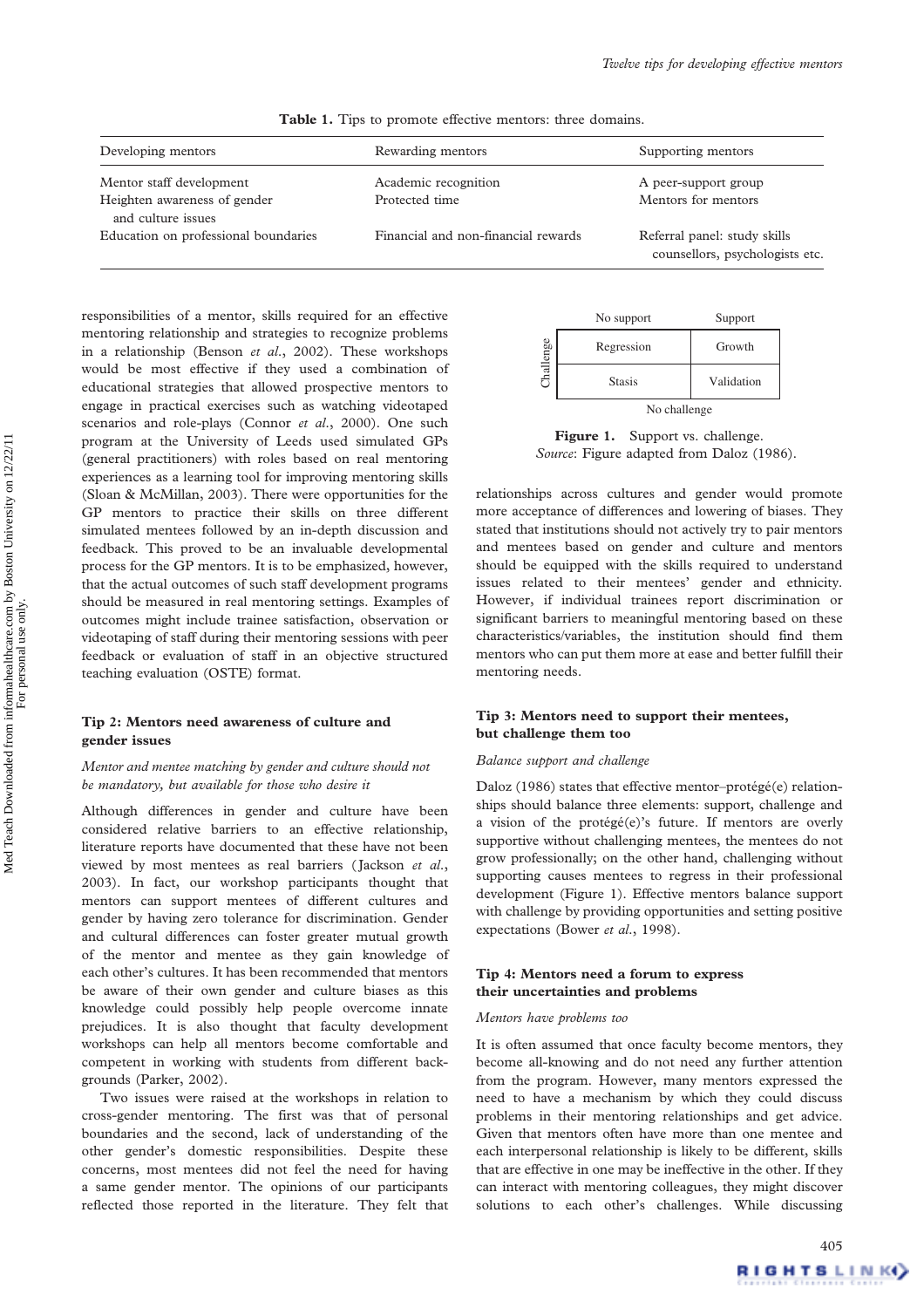Table 1. Tips to promote effective mentors: three domains.

| Developing mentors | Rewarding mentors | Supporting mentors |
|---|---|---|
| Mentor staff development | Academic recognition | A peer-support group |
| Heighten awareness of gender and culture issues | Protected time | Mentors for mentors |
| Education on professional boundaries | Financial and non-financial rewards | Referral panel: study skills counsellors, psychologists etc. |

responsibilities of a mentor, skills required for an effective mentoring relationship and strategies to recognize problems in a relationship (Benson *et al.*, 2002). These workshops would be most effective if they used a combination of educational strategies that allowed prospective mentors to engage in practical exercises such as watching videotaped scenarios and role-plays (Connor *et al.*, 2000). One such program at the University of Leeds used simulated GPs (general practitioners) with roles based on real mentoring experiences as a learning tool for improving mentoring skills (Sloan & McMillan, 2003). There were opportunities for the GP mentors to practice their skills on three different simulated mentees followed by an in-depth discussion and feedback. This proved to be an invaluable developmental process for the GP mentors. It is to be emphasized, however, that the actual outcomes of such staff development programs should be measured in real mentoring settings. Examples of outcomes might include trainee satisfaction, observation or videotaping of staff during their mentoring sessions with peer feedback or evaluation of staff in an objective structured teaching evaluation (OSTE) format.

## Tip 2: Mentors need awareness of culture and gender issues

*Mentor and mentee matching by gender and culture should not be mandatory, but available for those who desire it*

Although differences in gender and culture have been considered relative barriers to an effective relationship, literature reports have documented that these have not been viewed by most mentees as real barriers (Jackson *et al.*, 2003). In fact, our workshop participants thought that mentors can support mentees of different cultures and gender by having zero tolerance for discrimination. Gender and cultural differences can foster greater mutual growth of the mentor and mentee as they gain knowledge of each other's cultures. It has been recommended that mentors be aware of their own gender and culture biases as this knowledge could possibly help people overcome innate prejudices. It is also thought that faculty development workshops can help all mentors become comfortable and competent in working with students from different backgrounds (Parker, 2002).

Two issues were raised at the workshops in relation to cross-gender mentoring. The first was that of personal boundaries and the second, lack of understanding of the other gender's domestic responsibilities. Despite these concerns, most mentees did not feel the need for having a same gender mentor. The opinions of our participants reflected those reported in the literature. They felt that relationships across cultures and gender would promote more acceptance of differences and lowering of biases. They stated that institutions should not actively try to pair mentors and mentees based on gender and culture and mentors should be equipped with the skills required to understand issues related to their mentees' gender and ethnicity. However, if individual trainees report discrimination or significant barriers to meaningful mentoring based on these characteristics/variables, the institution should find them mentors who can put them more at ease and better fulfill their mentoring needs.

No support
Support
Challenge
Regression
Growth
Stasis
Validation
No challenge

**Figure 1.** Support vs. challenge.
*Source*: Figure adapted from Daloz (1986).

## Tip 3: Mentors need to support their mentees, but challenge them too

*Balance support and challenge*

Daloz (1986) states that effective mentor–protégé(e) relationships should balance three elements: support, challenge and a vision of the protégé(e)'s future. If mentors are overly supportive without challenging mentees, the mentees do not grow professionally; on the other hand, challenging without supporting causes mentees to regress in their professional development (Figure 1). Effective mentors balance support with challenge by providing opportunities and setting positive expectations (Bower *et al.*, 1998).

## Tip 4: Mentors need a forum to express their uncertainties and problems

*Mentors have problems too*

It is often assumed that once faculty become mentors, they become all-knowing and do not need any further attention from the program. However, many mentors expressed the need to have a mechanism by which they could discuss problems in their mentoring relationships and get advice. Given that mentors often have more than one mentee and each interpersonal relationship is likely to be different, skills that are effective in one may be ineffective in the other. If they can interact with mentoring colleagues, they might discover solutions to each other's challenges. While discussing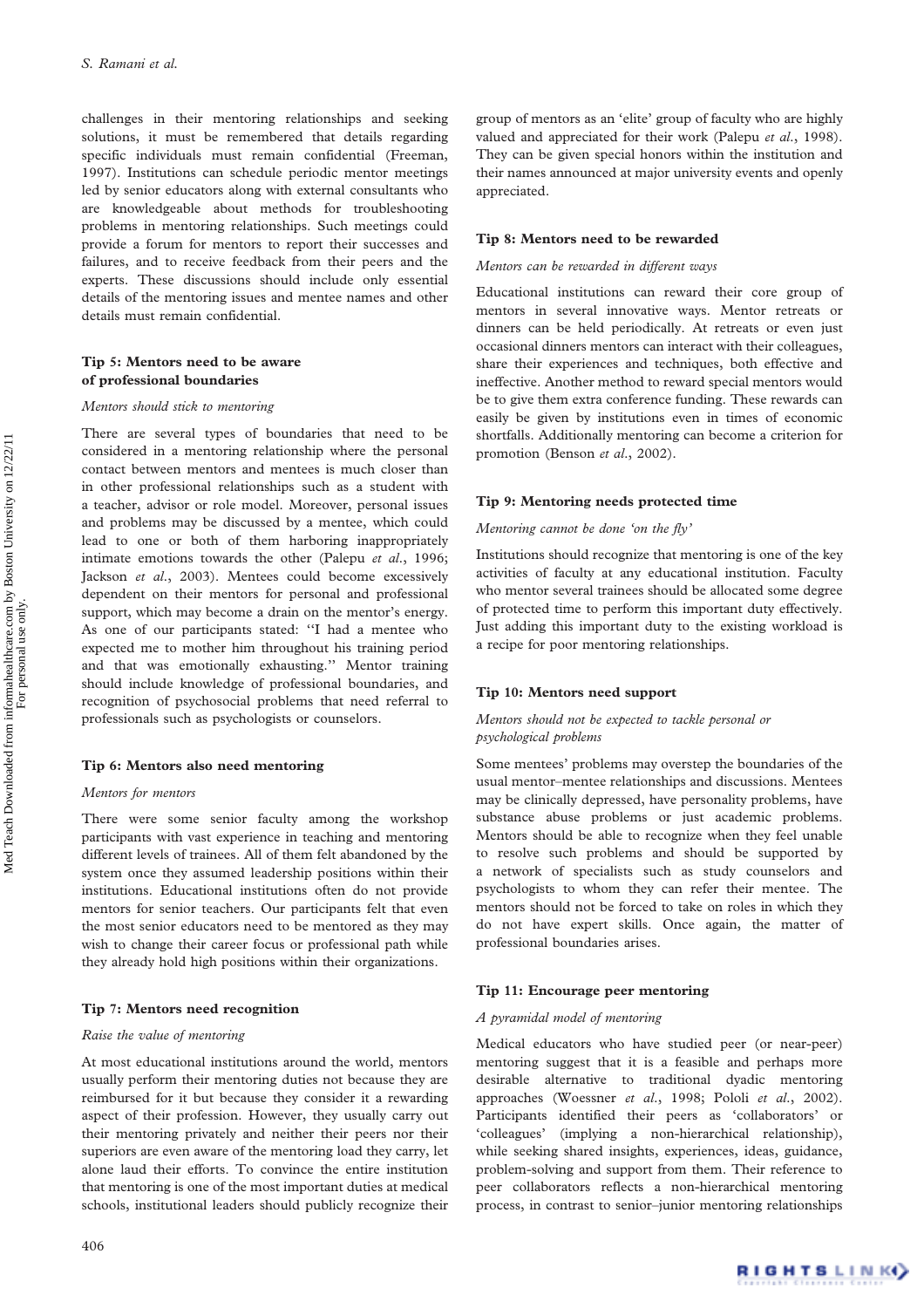challenges in their mentoring relationships and seeking solutions, it must be remembered that details regarding specific individuals must remain confidential (Freeman, 1997). Institutions can schedule periodic mentor meetings led by senior educators along with external consultants who are knowledgeable about methods for troubleshooting problems in mentoring relationships. Such meetings could provide a forum for mentors to report their successes and failures, and to receive feedback from their peers and the experts. These discussions should include only essential details of the mentoring issues and mentee names and other details must remain confidential.

### Tip 5: Mentors need to be aware of professional boundaries

*Mentors should stick to mentoring*

There are several types of boundaries that need to be considered in a mentoring relationship where the personal contact between mentors and mentees is much closer than in other professional relationships such as a student with a teacher, advisor or role model. Moreover, personal issues and problems may be discussed by a mentee, which could lead to one or both of them harboring inappropriately intimate emotions towards the other (Palepu *et al.*, 1996; Jackson *et al.*, 2003). Mentees could become excessively dependent on their mentors for personal and professional support, which may become a drain on the mentor's energy. As one of our participants stated: "I had a mentee who expected me to mother him throughout his training period and that was emotionally exhausting." Mentor training should include knowledge of professional boundaries, and recognition of psychosocial problems that need referral to professionals such as psychologists or counselors.

### Tip 6: Mentors also need mentoring

*Mentors for mentors*

There were some senior faculty among the workshop participants with vast experience in teaching and mentoring different levels of trainees. All of them felt abandoned by the system once they assumed leadership positions within their institutions. Educational institutions often do not provide mentors for senior teachers. Our participants felt that even the most senior educators need to be mentored as they may wish to change their career focus or professional path while they already hold high positions within their organizations.

### Tip 7: Mentors need recognition

*Raise the value of mentoring*

At most educational institutions around the world, mentors usually perform their mentoring duties not because they are reimbursed for it but because they consider it a rewarding aspect of their profession. However, they usually carry out their mentoring privately and neither their peers nor their superiors are even aware of the mentoring load they carry, let alone laud their efforts. To convince the entire institution that mentoring is one of the most important duties at medical schools, institutional leaders should publicly recognize their group of mentors as an 'elite' group of faculty who are highly valued and appreciated for their work (Palepu *et al.*, 1998). They can be given special honors within the institution and their names announced at major university events and openly appreciated.

### Tip 8: Mentors need to be rewarded

*Mentors can be rewarded in different ways*

Educational institutions can reward their core group of mentors in several innovative ways. Mentor retreats or dinners can be held periodically. At retreats or even just occasional dinners mentors can interact with their colleagues, share their experiences and techniques, both effective and ineffective. Another method to reward special mentors would be to give them extra conference funding. These rewards can easily be given by institutions even in times of economic shortfalls. Additionally mentoring can become a criterion for promotion (Benson *et al.*, 2002).

### Tip 9: Mentoring needs protected time

*Mentoring cannot be done 'on the fly'*

Institutions should recognize that mentoring is one of the key activities of faculty at any educational institution. Faculty who mentor several trainees should be allocated some degree of protected time to perform this important duty effectively. Just adding this important duty to the existing workload is a recipe for poor mentoring relationships.

### Tip 10: Mentors need support

*Mentors should not be expected to tackle personal or psychological problems*

Some mentees' problems may overstep the boundaries of the usual mentor–mentee relationships and discussions. Mentees may be clinically depressed, have personality problems, have substance abuse problems or just academic problems. Mentors should be able to recognize when they feel unable to resolve such problems and should be supported by a network of specialists such as study counselors and psychologists to whom they can refer their mentee. The mentors should not be forced to take on roles in which they do not have expert skills. Once again, the matter of professional boundaries arises.

### Tip 11: Encourage peer mentoring

*A pyramidal model of mentoring*

Medical educators who have studied peer (or near-peer) mentoring suggest that it is a feasible and perhaps more desirable alternative to traditional dyadic mentoring approaches (Woessner *et al.*, 1998; Pololi *et al.*, 2002). Participants identified their peers as 'collaborators' or 'colleagues' (implying a non-hierarchical relationship), while seeking shared insights, experiences, ideas, guidance, problem-solving and support from them. Their reference to peer collaborators reflects a non-hierarchical mentoring process, in contrast to senior–junior mentoring relationships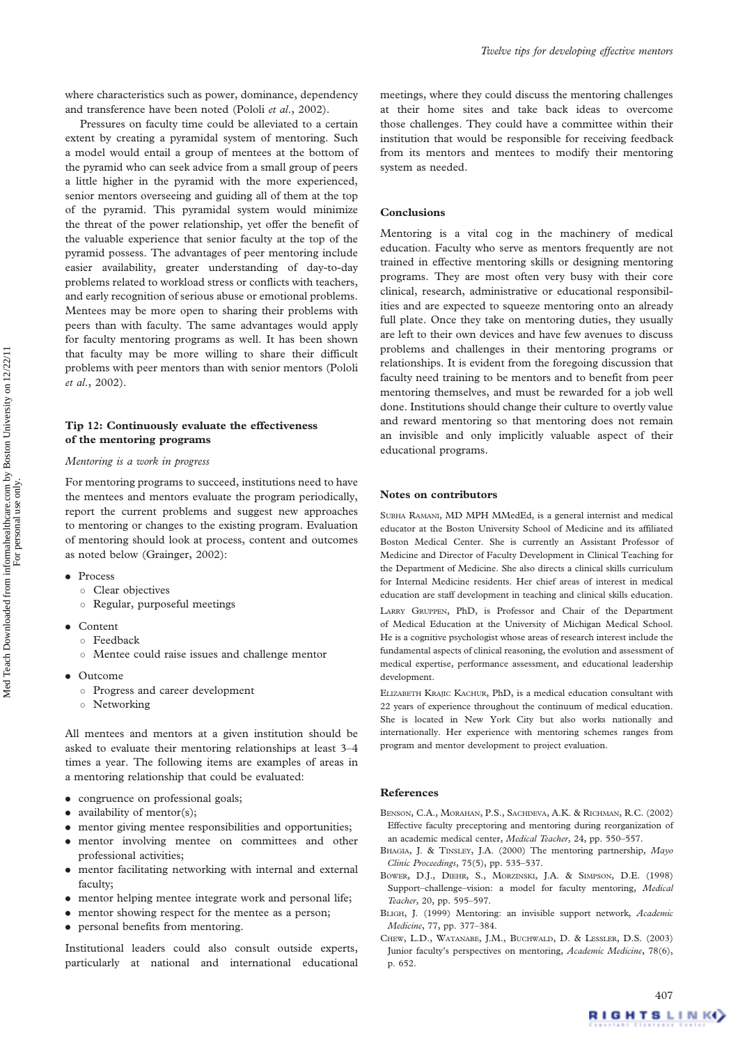where characteristics such as power, dominance, dependency and transference have been noted (Pololi *et al.*, 2002).

Pressures on faculty time could be alleviated to a certain extent by creating a pyramidal system of mentoring. Such a model would entail a group of mentees at the bottom of the pyramid who can seek advice from a small group of peers a little higher in the pyramid with the more experienced, senior mentors overseeing and guiding all of them at the top of the pyramid. This pyramidal system would minimize the threat of the power relationship, yet offer the benefit of the valuable experience that senior faculty at the top of the pyramid possess. The advantages of peer mentoring include easier availability, greater understanding of day-to-day problems related to workload stress or conflicts with teachers, and early recognition of serious abuse or emotional problems. Mentees may be more open to sharing their problems with peers than with faculty. The same advantages would apply for faculty mentoring programs as well. It has been shown that faculty may be more willing to share their difficult problems with peer mentors than with senior mentors (Pololi *et al.*, 2002).

## Tip 12: Continuously evaluate the effectiveness of the mentoring programs

*Mentoring is a work in progress*

For mentoring programs to succeed, institutions need to have the mentees and mentors evaluate the program periodically, report the current problems and suggest new approaches to mentoring or changes to the existing program. Evaluation of mentoring should look at process, content and outcomes as noted below (Grainger, 2002):

- Process
  - Clear objectives
  - Regular, purposeful meetings
- Content
  - Feedback
  - Mentee could raise issues and challenge mentor
- Outcome
  - Progress and career development
  - Networking

All mentees and mentors at a given institution should be asked to evaluate their mentoring relationships at least 3–4 times a year. The following items are examples of areas in a mentoring relationship that could be evaluated:

- congruence on professional goals;
- availability of mentor(s);
- mentor giving mentee responsibilities and opportunities;
- mentor involving mentee on committees and other professional activities;
- mentor facilitating networking with internal and external faculty;
- mentor helping mentee integrate work and personal life;
- mentor showing respect for the mentee as a person;
- personal benefits from mentoring.

Institutional leaders could also consult outside experts, particularly at national and international educational meetings, where they could discuss the mentoring challenges at their home sites and take back ideas to overcome those challenges. They could have a committee within their institution that would be responsible for receiving feedback from its mentors and mentees to modify their mentoring system as needed.

## Conclusions

Mentoring is a vital cog in the machinery of medical education. Faculty who serve as mentors frequently are not trained in effective mentoring skills or designing mentoring programs. They are most often very busy with their core clinical, research, administrative or educational responsibilities and are expected to squeeze mentoring onto an already full plate. Once they take on mentoring duties, they usually are left to their own devices and have few avenues to discuss problems and challenges in their mentoring programs or relationships. It is evident from the foregoing discussion that faculty need training to be mentors and to benefit from peer mentoring themselves, and must be rewarded for a job well done. Institutions should change their culture to overtly value and reward mentoring so that mentoring does not remain an invisible and only implicitly valuable aspect of their educational programs.

## Notes on contributors

Subha Ramani, MD MPH MMedEd, is a general internist and medical educator at the Boston University School of Medicine and its affiliated Boston Medical Center. She is currently an Assistant Professor of Medicine and Director of Faculty Development in Clinical Teaching for the Department of Medicine. She also directs a clinical skills curriculum for Internal Medicine residents. Her chief areas of interest in medical education are staff development in teaching and clinical skills education.

Larry Gruppen, PhD, is Professor and Chair of the Department of Medical Education at the University of Michigan Medical School. He is a cognitive psychologist whose areas of research interest include the fundamental aspects of clinical reasoning, the evolution and assessment of medical expertise, performance assessment, and educational leadership development.

Elizabeth Krajic Kachur, PhD, is a medical education consultant with 22 years of experience throughout the continuum of medical education. She is located in New York City but also works nationally and internationally. Her experience with mentoring schemes ranges from program and mentor development to project evaluation.

## References

Benson, C.A., Morahan, P.S., Sachdeva, A.K. & Richman, R.C. (2002) Effective faculty preceptoring and mentoring during reorganization of an academic medical center, *Medical Teacher*, 24, pp. 550–557.

Bhagia, J. & Tinsley, J.A. (2000) The mentoring partnership, *Mayo Clinic Proceedings*, 75(5), pp. 535–537.

Bower, D.J., Diehr, S., Morzinski, J.A. & Simpson, D.E. (1998) Support–challenge–vision: a model for faculty mentoring, *Medical Teacher*, 20, pp. 595–597.

Bligh, J. (1999) Mentoring: an invisible support network, *Academic Medicine*, 77, pp. 377–384.

Chew, L.D., Watanabe, J.M., Buchwald, D. & Lessler, D.S. (2003) Junior faculty's perspectives on mentoring, *Academic Medicine*, 78(6), p. 652.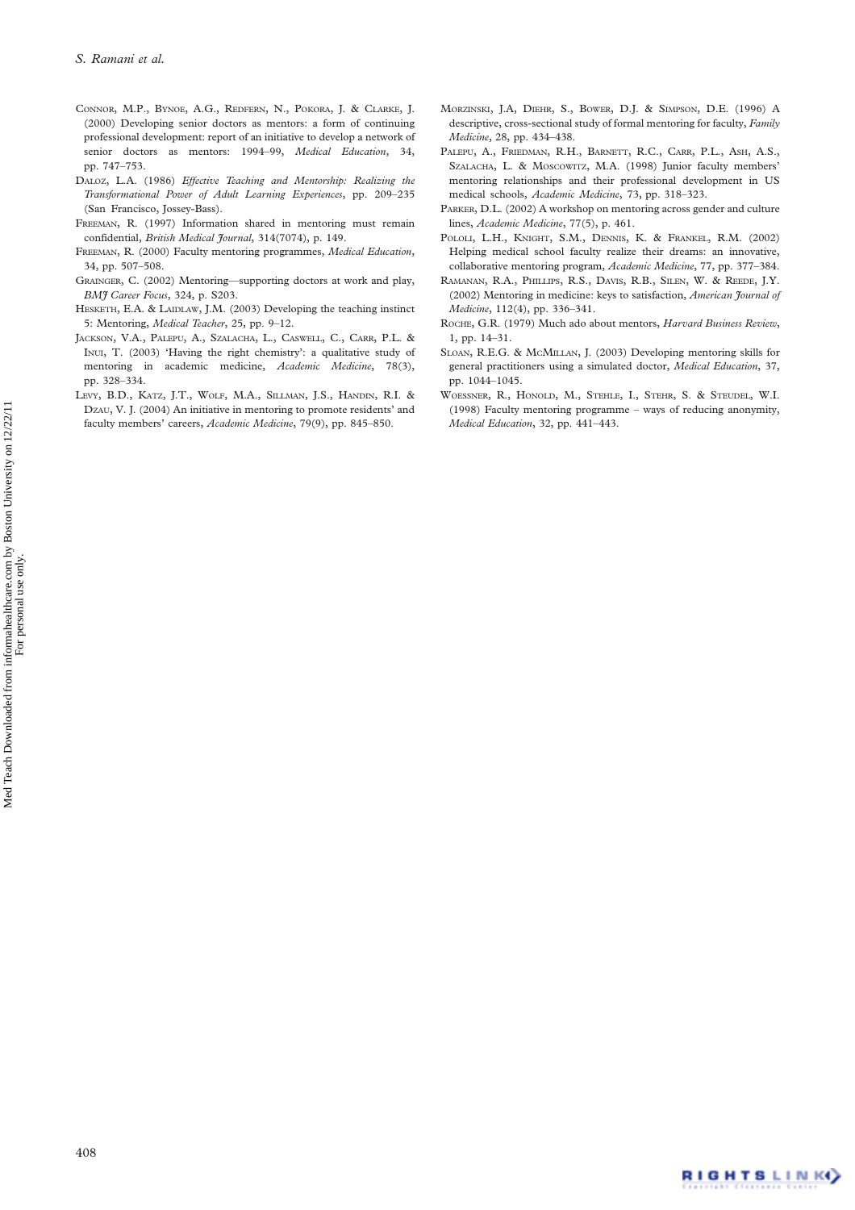Connor, M.P., Bynoe, A.G., Redfern, N., Pokora, J. & Clarke, J. (2000) Developing senior doctors as mentors: a form of continuing professional development: report of an initiative to develop a network of senior doctors as mentors: 1994–99, *Medical Education*, 34, pp. 747–753.

Daloz, L.A. (1986) *Effective Teaching and Mentorship: Realizing the Transformational Power of Adult Learning Experiences*, pp. 209–235 (San Francisco, Jossey-Bass).

Freeman, R. (1997) Information shared in mentoring must remain confidential, *British Medical Journal*, 314(7074), p. 149.

Freeman, R. (2000) Faculty mentoring programmes, *Medical Education*, 34, pp. 507–508.

Grainger, C. (2002) Mentoring—supporting doctors at work and play, *BMJ Career Focus*, 324, p. S203.

Hesketh, E.A. & Laidlaw, J.M. (2003) Developing the teaching instinct 5: Mentoring, *Medical Teacher*, 25, pp. 9–12.

Jackson, V.A., Palepu, A., Szalacha, L., Caswell, C., Carr, P.L. & Inui, T. (2003) 'Having the right chemistry': a qualitative study of mentoring in academic medicine, *Academic Medicine*, 78(3), pp. 328–334.

Levy, B.D., Katz, J.T., Wolf, M.A., Sillman, J.S., Handin, R.I. & Dzau, V. J. (2004) An initiative in mentoring to promote residents' and faculty members' careers, *Academic Medicine*, 79(9), pp. 845–850.

Morzinski, J.A, Diehr, S., Bower, D.J. & Simpson, D.E. (1996) A descriptive, cross-sectional study of formal mentoring for faculty, *Family Medicine*, 28, pp. 434–438.

Palepu, A., Friedman, R.H., Barnett, R.C., Carr, P.L., Ash, A.S., Szalacha, L. & Moscowitz, M.A. (1998) Junior faculty members' mentoring relationships and their professional development in US medical schools, *Academic Medicine*, 73, pp. 318–323.

Parker, D.L. (2002) A workshop on mentoring across gender and culture lines, *Academic Medicine*, 77(5), p. 461.

Pololi, L.H., Knight, S.M., Dennis, K. & Frankel, R.M. (2002) Helping medical school faculty realize their dreams: an innovative, collaborative mentoring program, *Academic Medicine*, 77, pp. 377–384.

Ramanan, R.A., Phillips, R.S., Davis, R.B., Silen, W. & Reede, J.Y. (2002) Mentoring in medicine: keys to satisfaction, *American Journal of Medicine*, 112(4), pp. 336–341.

Roche, G.R. (1979) Much ado about mentors, *Harvard Business Review*, 1, pp. 14–31.

Sloan, R.E.G. & McMillan, J. (2003) Developing mentoring skills for general practitioners using a simulated doctor, *Medical Education*, 37, pp. 1044–1045.

Woessner, R., Honold, M., Stehle, I., Stehr, S. & Steudel, W.I. (1998) Faculty mentoring programme – ways of reducing anonymity, *Medical Education*, 32, pp. 441–443.